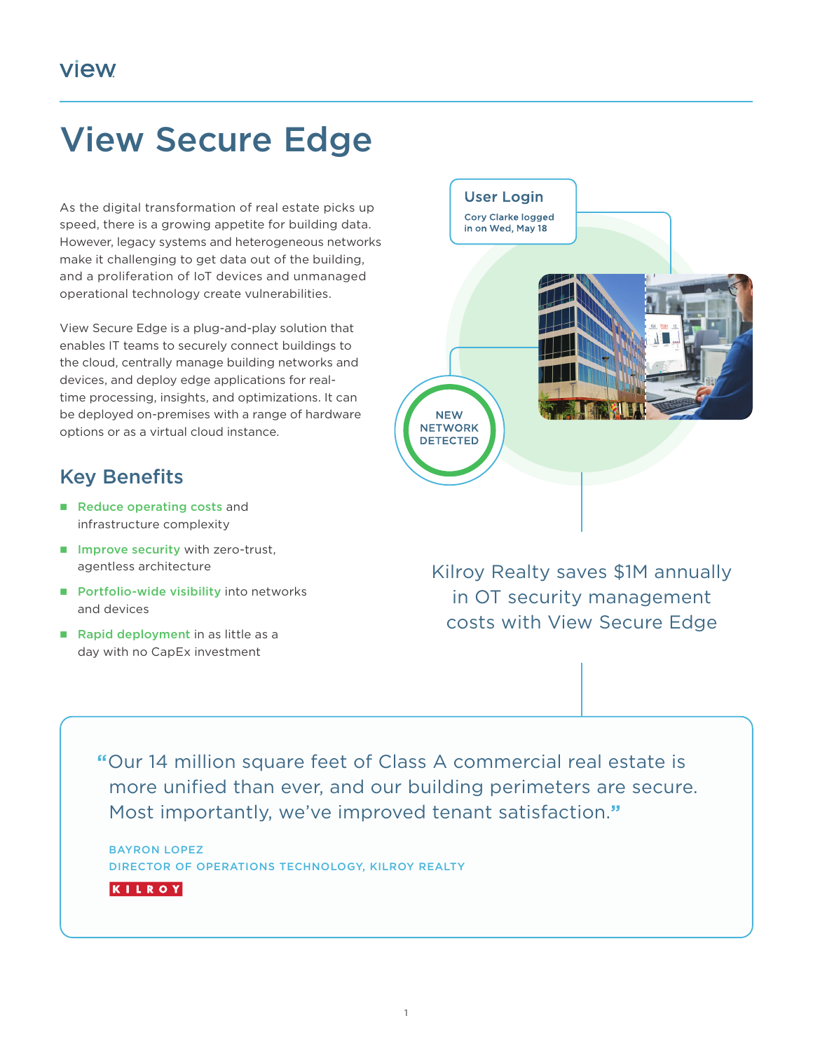# View Secure Edge

As the digital transformation of real estate picks up speed, there is a growing appetite for building data. However, legacy systems and heterogeneous networks make it challenging to get data out of the building, and a proliferation of IoT devices and unmanaged operational technology create vulnerabilities.

View Secure Edge is a plug-and-play solution that enables IT teams to securely connect buildings to the cloud, centrally manage building networks and devices, and deploy edge applications for real-time processing, insights, and optimizations. It can be deployed on-premises with a range of hardware options or as a virtual cloud instance.

## Key Benefits

- **Reduce operating costs** and infrastructure complexity
- **Improve security** with zero-trust, agentless architecture
- **Portfolio-wide visibility** into networks and devices
- **Rapid deployment** in as little as a day with no CapEx investment

Kilroy Realty saves $1M annually in OT security management costs with View Secure Edge

> "Our 14 million square feet of Class A commercial real estate is more unified than ever, and our building perimeters are secure. Most importantly, we've improved tenant satisfaction."
>
> BAYRON LOPEZ
> DIRECTOR OF OPERATIONS TECHNOLOGY, KILROY REALTY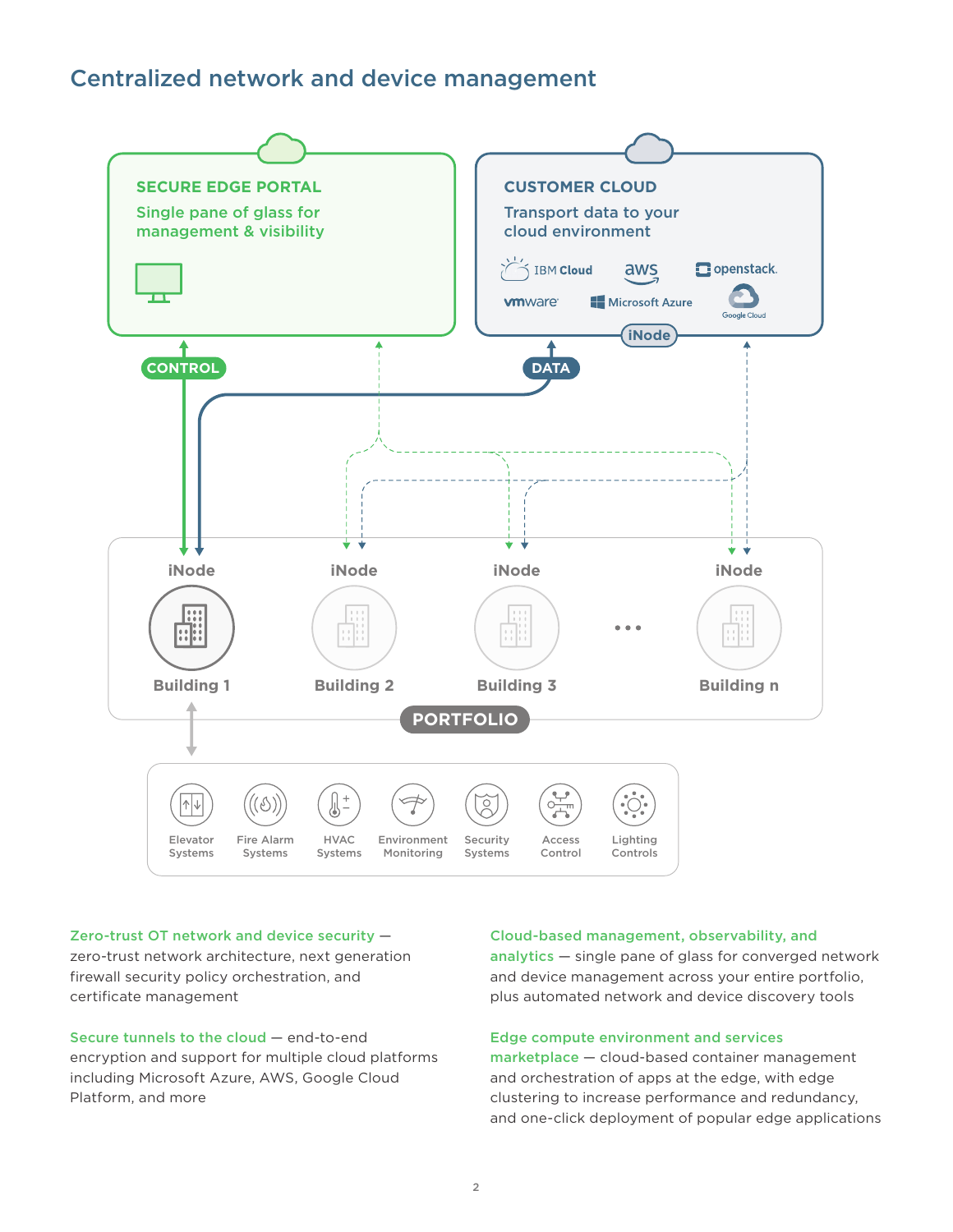## Centralized network and device management

**SECURE EDGE PORTAL**

Single pane of glass for management & visibility

**CUSTOMER CLOUD**

Transport data to your cloud environment

IBM Cloud, aws, openstack, vmware, Microsoft Azure, Google Cloud

iNode

CONTROL

DATA

iNode — Building 1

iNode — Building 2

iNode — Building 3

...

iNode — Building n

PORTFOLIO

Elevator Systems | Fire Alarm Systems | HVAC Systems | Environment Monitoring | Security Systems | Access Control | Lighting Controls

**Zero-trust OT network and device security** — zero-trust network architecture, next generation firewall security policy orchestration, and certificate management

**Secure tunnels to the cloud** — end-to-end encryption and support for multiple cloud platforms including Microsoft Azure, AWS, Google Cloud Platform, and more

**Cloud-based management, observability, and analytics** — single pane of glass for converged network and device management across your entire portfolio, plus automated network and device discovery tools

**Edge compute environment and services marketplace** — cloud-based container management and orchestration of apps at the edge, with edge clustering to increase performance and redundancy, and one-click deployment of popular edge applications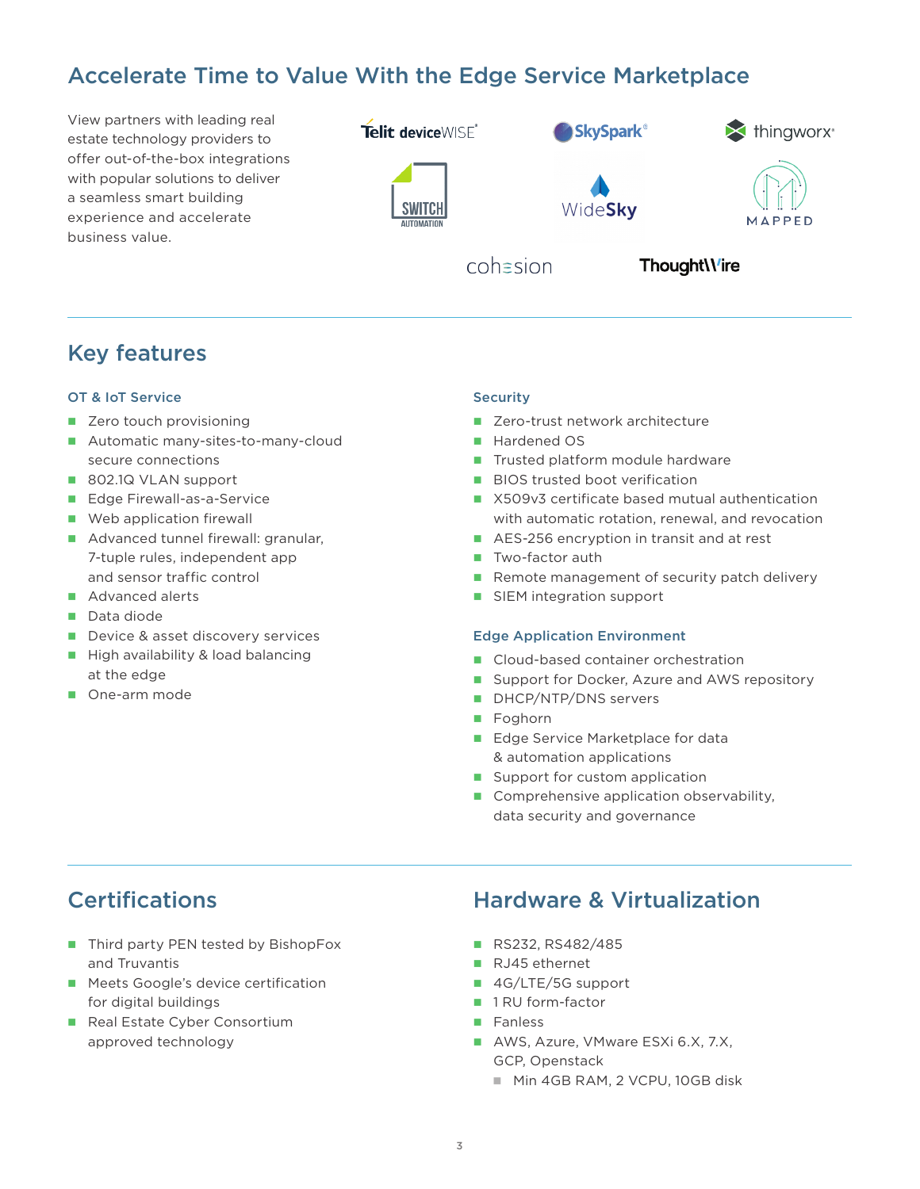## Accelerate Time to Value With the Edge Service Marketplace

View partners with leading real estate technology providers to offer out-of-the-box integrations with popular solutions to deliver a seamless smart building experience and accelerate business value.

Telit deviceWISE · SkySpark · thingworx · SWITCH AUTOMATION · WideSky · MAPPED · cohesion · ThoughtWire

## Key features

### OT & IoT Service

- Zero touch provisioning
- Automatic many-sites-to-many-cloud secure connections
- 802.1Q VLAN support
- Edge Firewall-as-a-Service
- Web application firewall
- Advanced tunnel firewall: granular, 7-tuple rules, independent app and sensor traffic control
- Advanced alerts
- Data diode
- Device & asset discovery services
- High availability & load balancing at the edge
- One-arm mode

### Security

- Zero-trust network architecture
- Hardened OS
- Trusted platform module hardware
- BIOS trusted boot verification
- X509v3 certificate based mutual authentication with automatic rotation, renewal, and revocation
- AES-256 encryption in transit and at rest
- Two-factor auth
- Remote management of security patch delivery
- SIEM integration support

### Edge Application Environment

- Cloud-based container orchestration
- Support for Docker, Azure and AWS repository
- DHCP/NTP/DNS servers
- Foghorn
- Edge Service Marketplace for data & automation applications
- Support for custom application
- Comprehensive application observability, data security and governance

## Certifications

- Third party PEN tested by BishopFox and Truvantis
- Meets Google's device certification for digital buildings
- Real Estate Cyber Consortium approved technology

## Hardware & Virtualization

- RS232, RS482/485
- RJ45 ethernet
- 4G/LTE/5G support
- 1 RU form-factor
- Fanless
- AWS, Azure, VMware ESXi 6.X, 7.X, GCP, Openstack
  - Min 4GB RAM, 2 VCPU, 10GB disk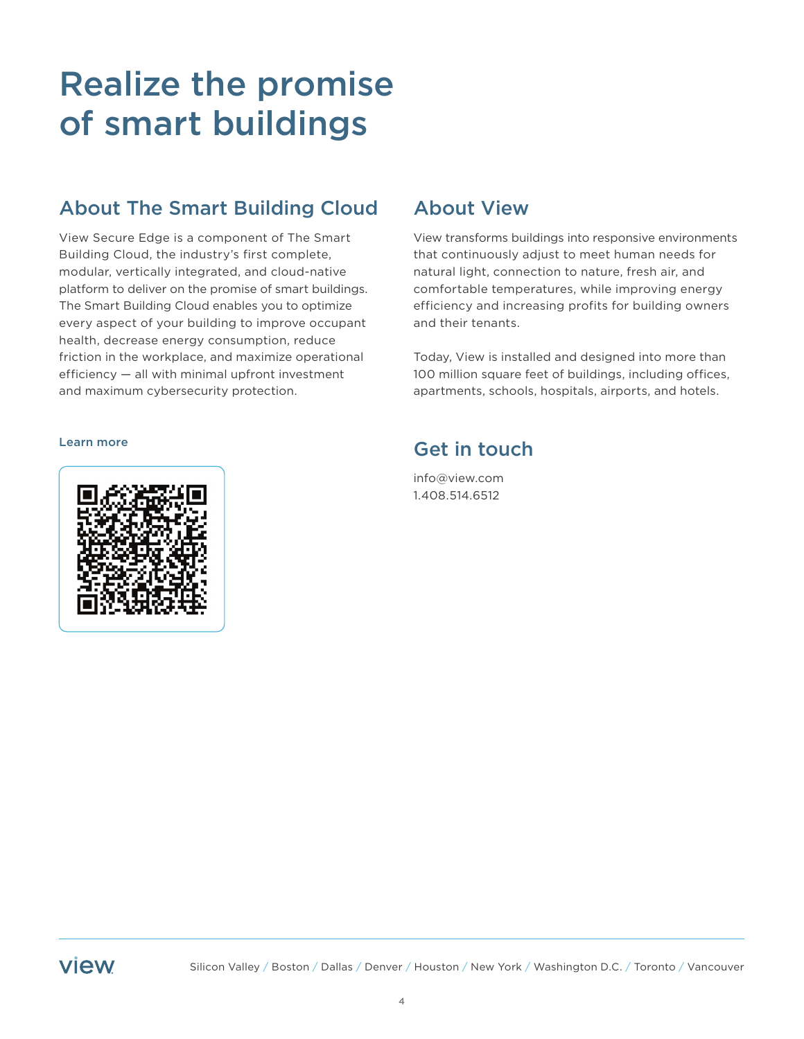# Realize the promise of smart buildings

## About The Smart Building Cloud

View Secure Edge is a component of The Smart Building Cloud, the industry's first complete, modular, vertically integrated, and cloud-native platform to deliver on the promise of smart buildings. The Smart Building Cloud enables you to optimize every aspect of your building to improve occupant health, decrease energy consumption, reduce friction in the workplace, and maximize operational efficiency — all with minimal upfront investment and maximum cybersecurity protection.

Learn more

## About View

View transforms buildings into responsive environments that continuously adjust to meet human needs for natural light, connection to nature, fresh air, and comfortable temperatures, while improving energy efficiency and increasing profits for building owners and their tenants.

Today, View is installed and designed into more than 100 million square feet of buildings, including offices, apartments, schools, hospitals, airports, and hotels.

## Get in touch

info@view.com
1.408.514.6512

view

Silicon Valley / Boston / Dallas / Denver / Houston / New York / Washington D.C. / Toronto / Vancouver